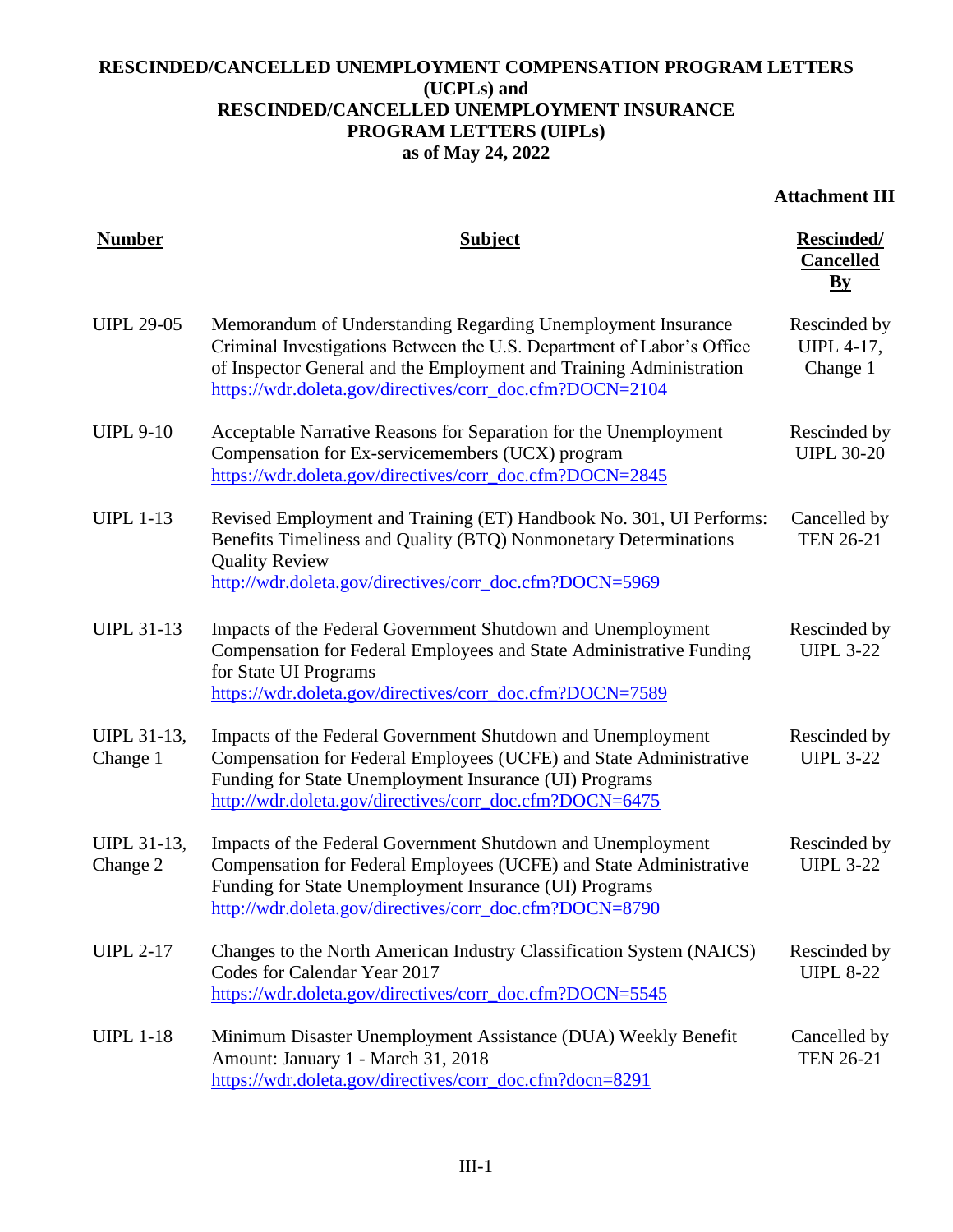# RESCINDED/CANCELLED UNEMPLOYMENT COMPENSATION PROGRAM LETTERS (UCPLs) and RESCINDED/CANCELLED UNEMPLOYMENT INSURANCE PROGRAM LETTERS (UIPLs) as of May 24, 2022

**Attachment III**

| Number | Subject | Rescinded/ Cancelled By |
|---|---|---|
| UIPL 29-05 | Memorandum of Understanding Regarding Unemployment Insurance Criminal Investigations Between the U.S. Department of Labor's Office of Inspector General and the Employment and Training Administration https://wdr.doleta.gov/directives/corr_doc.cfm?DOCN=2104 | Rescinded by UIPL 4-17, Change 1 |
| UIPL 9-10 | Acceptable Narrative Reasons for Separation for the Unemployment Compensation for Ex-servicemembers (UCX) program https://wdr.doleta.gov/directives/corr_doc.cfm?DOCN=2845 | Rescinded by UIPL 30-20 |
| UIPL 1-13 | Revised Employment and Training (ET) Handbook No. 301, UI Performs: Benefits Timeliness and Quality (BTQ) Nonmonetary Determinations Quality Review http://wdr.doleta.gov/directives/corr_doc.cfm?DOCN=5969 | Cancelled by TEN 26-21 |
| UIPL 31-13 | Impacts of the Federal Government Shutdown and Unemployment Compensation for Federal Employees and State Administrative Funding for State UI Programs https://wdr.doleta.gov/directives/corr_doc.cfm?DOCN=7589 | Rescinded by UIPL 3-22 |
| UIPL 31-13, Change 1 | Impacts of the Federal Government Shutdown and Unemployment Compensation for Federal Employees (UCFE) and State Administrative Funding for State Unemployment Insurance (UI) Programs http://wdr.doleta.gov/directives/corr_doc.cfm?DOCN=6475 | Rescinded by UIPL 3-22 |
| UIPL 31-13, Change 2 | Impacts of the Federal Government Shutdown and Unemployment Compensation for Federal Employees (UCFE) and State Administrative Funding for State Unemployment Insurance (UI) Programs http://wdr.doleta.gov/directives/corr_doc.cfm?DOCN=8790 | Rescinded by UIPL 3-22 |
| UIPL 2-17 | Changes to the North American Industry Classification System (NAICS) Codes for Calendar Year 2017 https://wdr.doleta.gov/directives/corr_doc.cfm?DOCN=5545 | Rescinded by UIPL 8-22 |
| UIPL 1-18 | Minimum Disaster Unemployment Assistance (DUA) Weekly Benefit Amount: January 1 - March 31, 2018 https://wdr.doleta.gov/directives/corr_doc.cfm?docn=8291 | Cancelled by TEN 26-21 |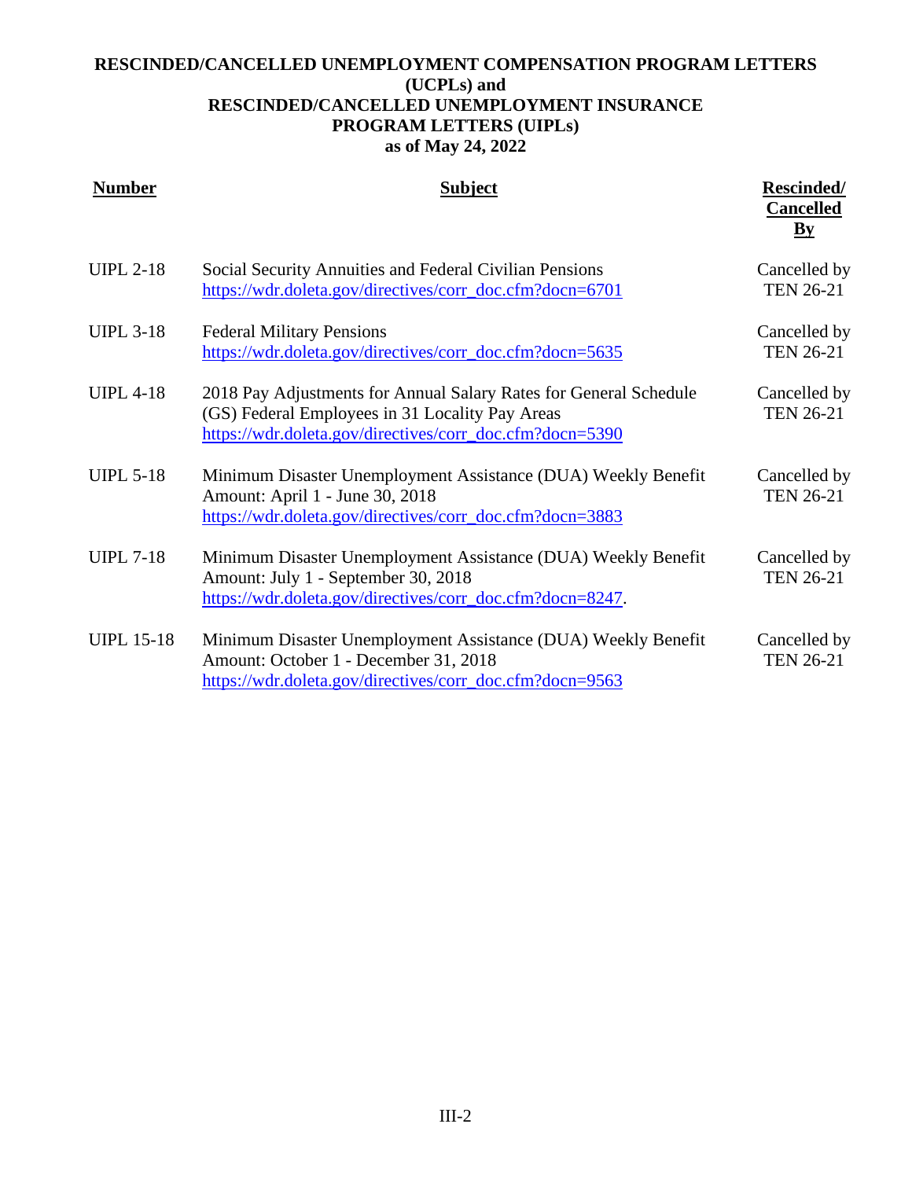# RESCINDED/CANCELLED UNEMPLOYMENT COMPENSATION PROGRAM LETTERS (UCPLs) and RESCINDED/CANCELLED UNEMPLOYMENT INSURANCE PROGRAM LETTERS (UIPLs) as of May 24, 2022

| Number | Subject | Rescinded/ Cancelled By |
|---|---|---|
| UIPL 2-18 | Social Security Annuities and Federal Civilian Pensions https://wdr.doleta.gov/directives/corr_doc.cfm?docn=6701 | Cancelled by TEN 26-21 |
| UIPL 3-18 | Federal Military Pensions https://wdr.doleta.gov/directives/corr_doc.cfm?docn=5635 | Cancelled by TEN 26-21 |
| UIPL 4-18 | 2018 Pay Adjustments for Annual Salary Rates for General Schedule (GS) Federal Employees in 31 Locality Pay Areas https://wdr.doleta.gov/directives/corr_doc.cfm?docn=5390 | Cancelled by TEN 26-21 |
| UIPL 5-18 | Minimum Disaster Unemployment Assistance (DUA) Weekly Benefit Amount: April 1 - June 30, 2018 https://wdr.doleta.gov/directives/corr_doc.cfm?docn=3883 | Cancelled by TEN 26-21 |
| UIPL 7-18 | Minimum Disaster Unemployment Assistance (DUA) Weekly Benefit Amount: July 1 - September 30, 2018 https://wdr.doleta.gov/directives/corr_doc.cfm?docn=8247. | Cancelled by TEN 26-21 |
| UIPL 15-18 | Minimum Disaster Unemployment Assistance (DUA) Weekly Benefit Amount: October 1 - December 31, 2018 https://wdr.doleta.gov/directives/corr_doc.cfm?docn=9563 | Cancelled by TEN 26-21 |